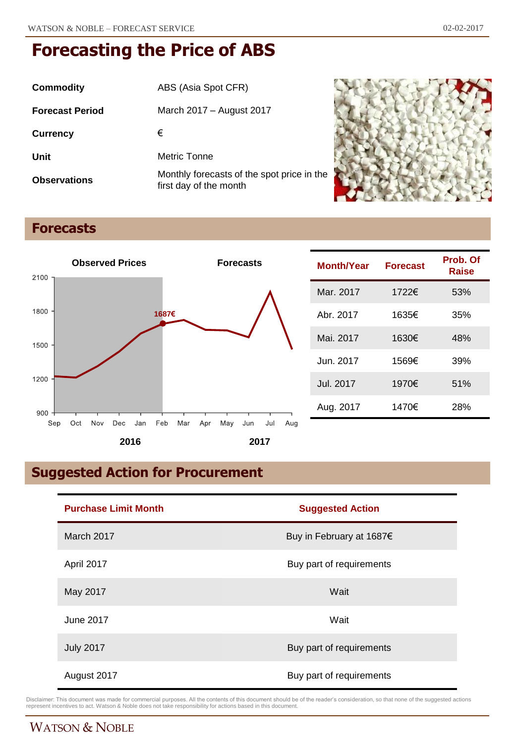#  Forecasting the Price of ABS

| | |
|---|---|
| **Commodity** | ABS (Asia Spot CFR) |
| **Forecast Period** | March 2017 – August 2017 |
| **Currency** | € |
| **Unit** | Metric Tonne |
| **Observations** | Monthly forecasts of the spot price in the first day of the month |

## Forecasts

| Month/Year | Forecast | Prob. Of Raise |
|---|---|---|
| Mar. 2017 | 1722€ | 53% |
| Abr. 2017 | 1635€ | 35% |
| Mai. 2017 | 1630€ | 48% |
| Jun. 2017 | 1569€ | 39% |
| Jul. 2017 | 1970€ | 51% |
| Aug. 2017 | 1470€ | 28% |

## Suggested Action for Procurement

| Purchase Limit Month | Suggested Action |
|---|---|
| March 2017 | Buy in February at 1687€ |
| April 2017 | Buy part of requirements |
| May 2017 | Wait |
| June 2017 | Wait |
| July 2017 | Buy part of requirements |
| August 2017 | Buy part of requirements |

Disclaimer: This document was made for commercial purposes. All the contents of this document should be of the reader's consideration, so that none of the suggested actions represent incentives to act. Watson & Noble does not take responsibility for actions based in this document.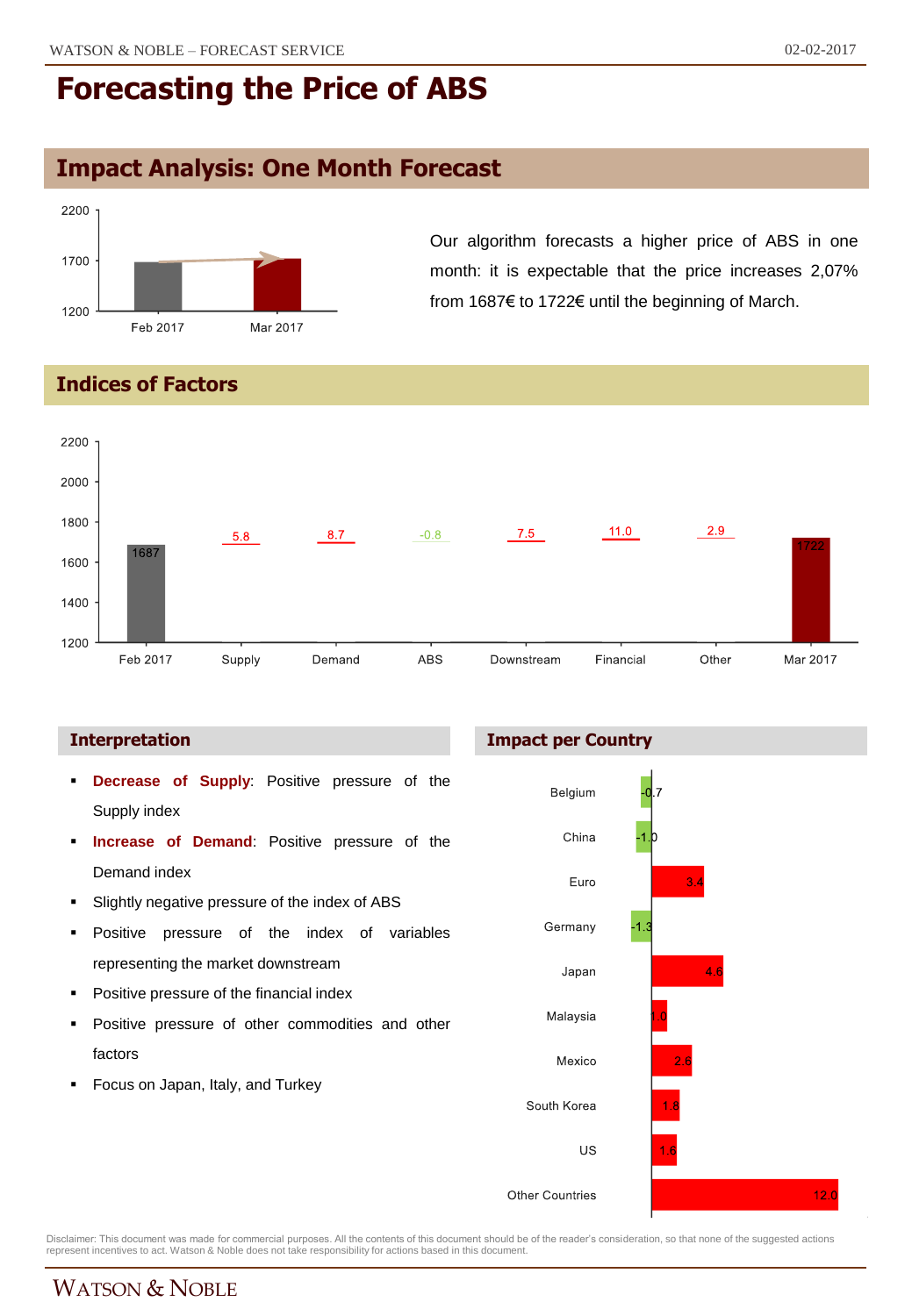# Forecasting the Price of ABS

## Impact Analysis: One Month Forecast

| | Price (€) |
|---|---|
| Feb 2017 | 1687 |
| Mar 2017 | 1722 |

Our algorithm forecasts a higher price of ABS in one month: it is expectable that the price increases 2,07% from 1687€ to 1722€ until the beginning of March.

## Indices of Factors

| Feb 2017 | Supply | Demand | ABS | Downstream | Financial | Other | Mar 2017 |
|---|---|---|---|---|---|---|---|
| 1687 | 5.8 | 8.7 | -0.8 | 7.5 | 11.0 | 2.9 | 1722 |

### Interpretation

- **Decrease of Supply**: Positive pressure of the Supply index
- **Increase of Demand**: Positive pressure of the Demand index
- Slightly negative pressure of the index of ABS
- Positive pressure of the index of variables representing the market downstream
- Positive pressure of the financial index
- Positive pressure of other commodities and other factors
- Focus on Japan, Italy, and Turkey

### Impact per Country

| Country | Impact |
|---|---|
| Belgium | -0.7 |
| China | -1.0 |
| Euro | 3.4 |
| Germany | -1.3 |
| Japan | 4.6 |
| Malaysia | 1.0 |
| Mexico | 2.6 |
| South Korea | 1.8 |
| US | 1.6 |
| Other Countries | 12.0 |

Disclaimer: This document was made for commercial purposes. All the contents of this document should be of the reader's consideration, so that none of the suggested actions represent incentives to act. Watson & Noble does not take responsibility for actions based in this document.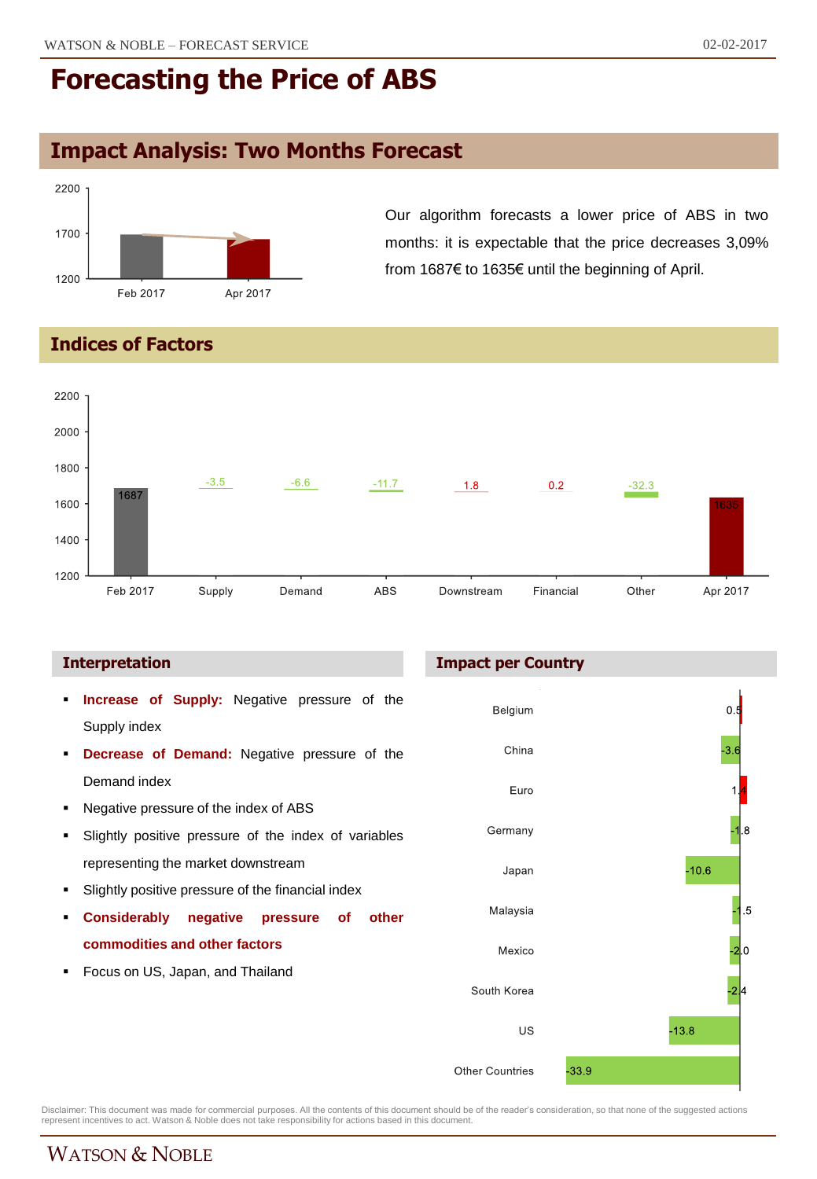# Forecasting the Price of ABS

## Impact Analysis: Two Months Forecast

Our algorithm forecasts a lower price of ABS in two months: it is expectable that the price decreases 3,09% from 1687€ to 1635€ until the beginning of April.

## Indices of Factors

| | Feb 2017 | Supply | Demand | ABS | Downstream | Financial | Other | Apr 2017 |
|---|---|---|---|---|---|---|---|---|
| Value | 1687 | -3.5 | -6.6 | -11.7 | 1.8 | 0.2 | -32.3 | 1635 |

### Interpretation

- **Increase of Supply:** Negative pressure of the Supply index
- **Decrease of Demand:** Negative pressure of the Demand index
- Negative pressure of the index of ABS
- Slightly positive pressure of the index of variables representing the market downstream
- Slightly positive pressure of the financial index
- **Considerably negative pressure of other commodities and other factors**
- Focus on US, Japan, and Thailand

### Impact per Country

| Country | Impact |
|---|---|
| Belgium | 0.5 |
| China | -3.6 |
| Euro | 1.4 |
| Germany | -1.8 |
| Japan | -10.6 |
| Malaysia | -1.5 |
| Mexico | -2.0 |
| South Korea | -2.4 |
| US | -13.8 |
| Other Countries | -33.9 |

Disclaimer: This document was made for commercial purposes. All the contents of this document should be of the reader's consideration, so that none of the suggested actions represent incentives to act. Watson & Noble does not take responsibility for actions based in this document.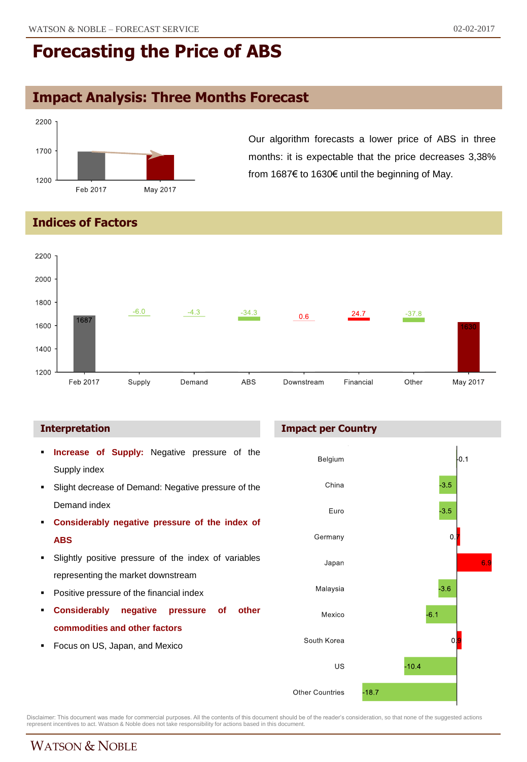# Forecasting the Price of ABS

## Impact Analysis: Three Months Forecast

| | Value |
|---|---|
| Feb 2017 | 1687 |
| May 2017 | 1630 |

Our algorithm forecasts a lower price of ABS in three months: it is expectable that the price decreases 3,38% from 1687€ to 1630€ until the beginning of May.

## Indices of Factors

| Feb 2017 | Supply | Demand | ABS | Downstream | Financial | Other | May 2017 |
|---|---|---|---|---|---|---|---|
| 1687 | -6.0 | -4.3 | -34.3 | 0.6 | 24.7 | -37.8 | 1630 |

### Interpretation

- **Increase of Supply:** Negative pressure of the Supply index
- Slight decrease of Demand: Negative pressure of the Demand index
- **Considerably negative pressure of the index of ABS**
- Slightly positive pressure of the index of variables representing the market downstream
- Positive pressure of the financial index
- **Considerably negative pressure of other commodities and other factors**
- Focus on US, Japan, and Mexico

### Impact per Country

| Country | Impact |
|---|---|
| Belgium | -0.1 |
| China | -3.5 |
| Euro | -3.5 |
| Germany | 0.7 |
| Japan | 6.9 |
| Malaysia | -3.6 |
| Mexico | -6.1 |
| South Korea | 0.9 |
| US | -10.4 |
| Other Countries | -18.7 |

Disclaimer: This document was made for commercial purposes. All the contents of this document should be of the reader's consideration, so that none of the suggested actions represent incentives to act. Watson & Noble does not take responsibility for actions based in this document.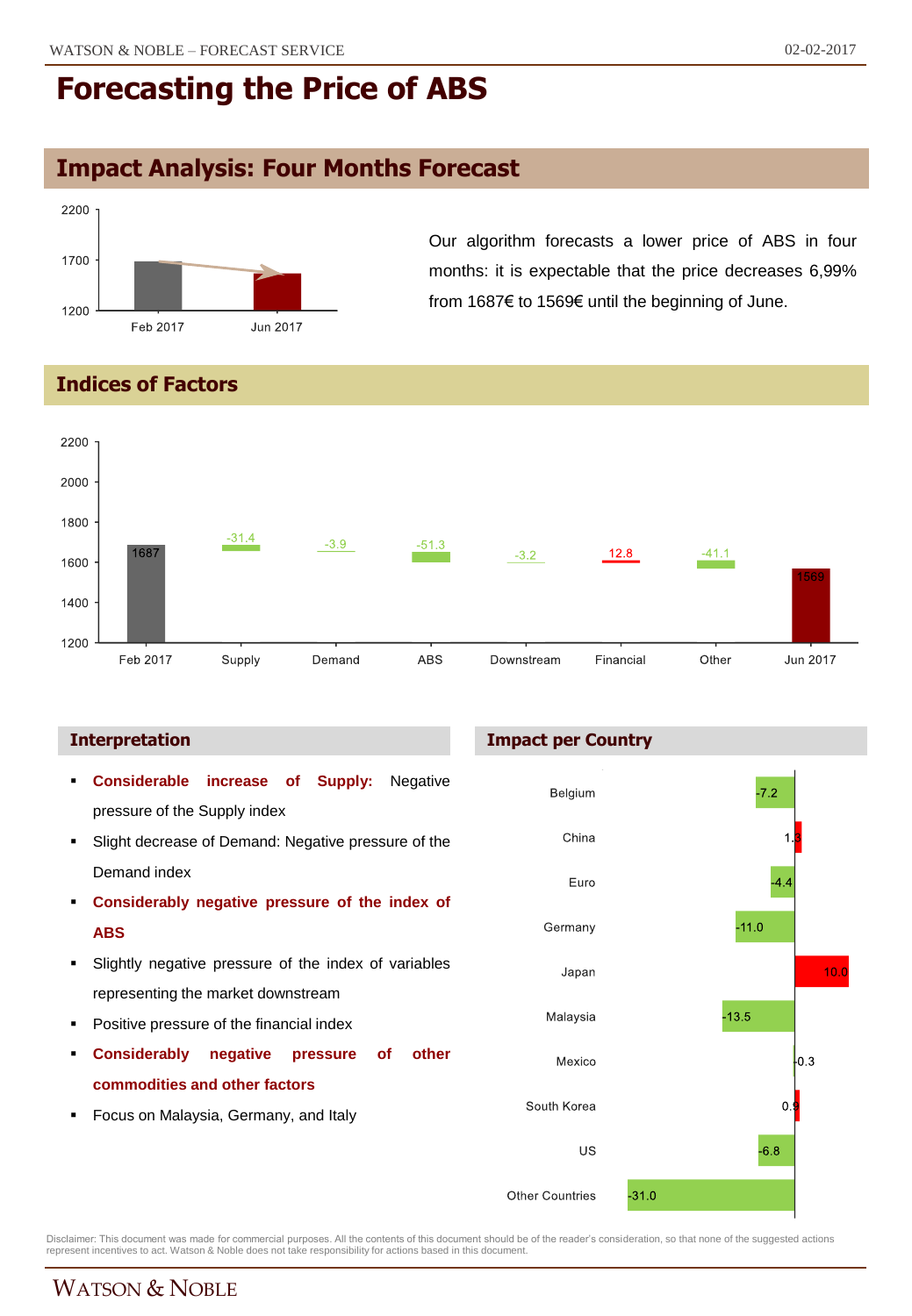# Forecasting the Price of ABS

## Impact Analysis: Four Months Forecast

Our algorithm forecasts a lower price of ABS in four months: it is expectable that the price decreases 6,99% from 1687€ to 1569€ until the beginning of June.

## Indices of Factors

| | Feb 2017 | Supply | Demand | ABS | Downstream | Financial | Other | Jun 2017 |
|---|---|---|---|---|---|---|---|---|
| Value | 1687 | -31.4 | -3.9 | -51.3 | -3.2 | 12.8 | -41.1 | 1569 |

### Interpretation

- **Considerable increase of Supply:** Negative pressure of the Supply index
- Slight decrease of Demand: Negative pressure of the Demand index
- **Considerably negative pressure of the index of ABS**
- Slightly negative pressure of the index of variables representing the market downstream
- Positive pressure of the financial index
- **Considerably negative pressure of other commodities and other factors**
- Focus on Malaysia, Germany, and Italy

### Impact per Country

| Country | Impact |
|---|---|
| Belgium | -7.2 |
| China | 1.3 |
| Euro | -4.4 |
| Germany | -11.0 |
| Japan | 10.0 |
| Malaysia | -13.5 |
| Mexico | -0.3 |
| South Korea | 0.9 |
| US | -6.8 |
| Other Countries | -31.0 |

Disclaimer: This document was made for commercial purposes. All the contents of this document should be of the reader's consideration, so that none of the suggested actions represent incentives to act. Watson & Noble does not take responsibility for actions based in this document.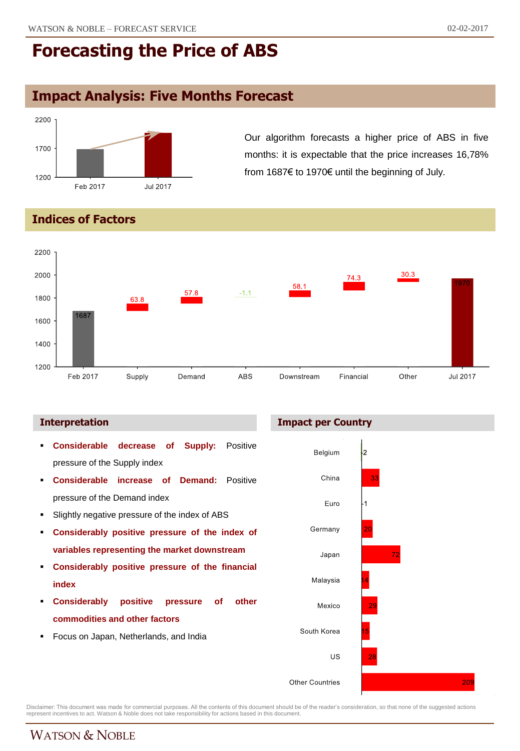# Forecasting the Price of ABS

## Impact Analysis: Five Months Forecast

| | Price |
|---|---|
| Feb 2017 | 1687 |
| Jul 2017 | 1970 |

Our algorithm forecasts a higher price of ABS in five months: it is expectable that the price increases 16,78% from 1687€ to 1970€ until the beginning of July.

## Indices of Factors

| | Value |
|---|---|
| Feb 2017 | 1687 |
| Supply | 63.8 |
| Demand | 57.8 |
| ABS | -1.1 |
| Downstream | 58.1 |
| Financial | 74.3 |
| Other | 30.3 |
| Jul 2017 | 1970 |

### Interpretation

- **Considerable decrease of Supply:** Positive pressure of the Supply index
- **Considerable increase of Demand:** Positive pressure of the Demand index
- Slightly negative pressure of the index of ABS
- **Considerably positive pressure of the index of variables representing the market downstream**
- **Considerably positive pressure of the financial index**
- **Considerably positive pressure of other commodities and other factors**
- Focus on Japan, Netherlands, and India

### Impact per Country

| Country | Impact |
|---|---|
| Belgium | 2 |
| China | 33 |
| Euro | 1 |
| Germany | 20 |
| Japan | 72 |
| Malaysia | 14 |
| Mexico | 29 |
| South Korea | 15 |
| US | 28 |
| Other Countries | 209 |

Disclaimer: This document was made for commercial purposes. All the contents of this document should be of the reader's consideration, so that none of the suggested actions represent incentives to act. Watson & Noble does not take responsibility for actions based in this document.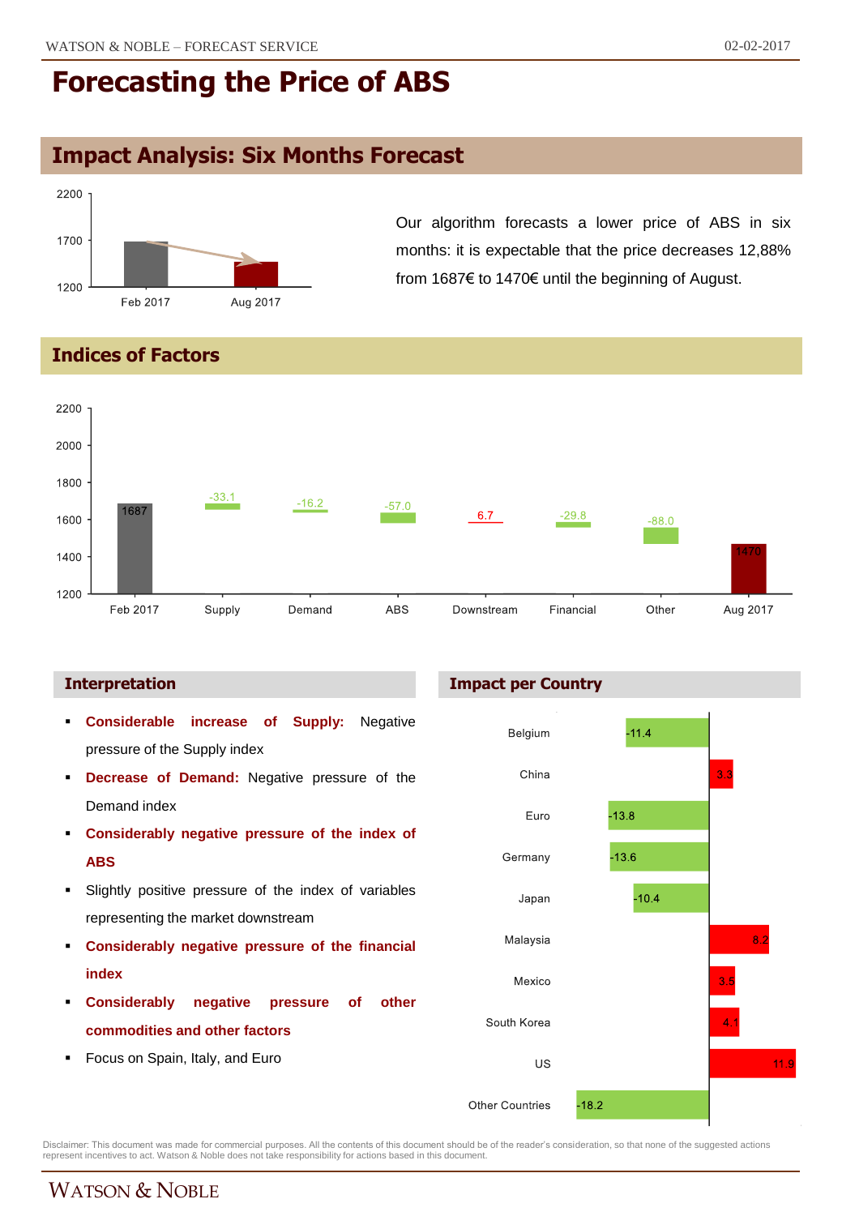# Forecasting the Price of ABS

## Impact Analysis: Six Months Forecast

| | Price |
|---|---|
| Feb 2017 | 1687 |
| Aug 2017 | 1470 |

Our algorithm forecasts a lower price of ABS in six months: it is expectable that the price decreases 12,88% from 1687€ to 1470€ until the beginning of August.

## Indices of Factors

| Feb 2017 | Supply | Demand | ABS | Downstream | Financial | Other | Aug 2017 |
|---|---|---|---|---|---|---|---|
| 1687 | -33.1 | -16.2 | -57.0 | 6.7 | -29.8 | -88.0 | 1470 |

### Interpretation

- **Considerable increase of Supply:** Negative pressure of the Supply index
- **Decrease of Demand:** Negative pressure of the Demand index
- **Considerably negative pressure of the index of ABS**
- Slightly positive pressure of the index of variables representing the market downstream
- **Considerably negative pressure of the financial index**
- **Considerably negative pressure of other commodities and other factors**
- Focus on Spain, Italy, and Euro

### Impact per Country

| Country | Impact |
|---|---|
| Belgium | -11.4 |
| China | 3.3 |
| Euro | -13.8 |
| Germany | -13.6 |
| Japan | -10.4 |
| Malaysia | 8.2 |
| Mexico | 3.5 |
| South Korea | 4.1 |
| US | 11.9 |
| Other Countries | -18.2 |

Disclaimer: This document was made for commercial purposes. All the contents of this document should be of the reader's consideration, so that none of the suggested actions represent incentives to act. Watson & Noble does not take responsibility for actions based in this document.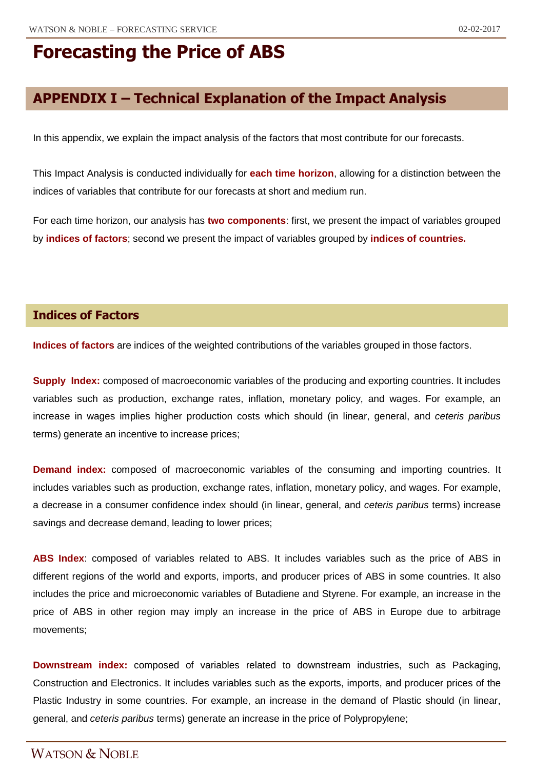# Forecasting the Price of ABS

## APPENDIX I – Technical Explanation of the Impact Analysis

In this appendix, we explain the impact analysis of the factors that most contribute for our forecasts.

This Impact Analysis is conducted individually for **each time horizon**, allowing for a distinction between the indices of variables that contribute for our forecasts at short and medium run.

For each time horizon, our analysis has **two components**: first, we present the impact of variables grouped by **indices of factors**; second we present the impact of variables grouped by **indices of countries.**

### Indices of Factors

**Indices of factors** are indices of the weighted contributions of the variables grouped in those factors.

**Supply Index:** composed of macroeconomic variables of the producing and exporting countries. It includes variables such as production, exchange rates, inflation, monetary policy, and wages. For example, an increase in wages implies higher production costs which should (in linear, general, and *ceteris paribus* terms) generate an incentive to increase prices;

**Demand index:** composed of macroeconomic variables of the consuming and importing countries. It includes variables such as production, exchange rates, inflation, monetary policy, and wages. For example, a decrease in a consumer confidence index should (in linear, general, and *ceteris paribus* terms) increase savings and decrease demand, leading to lower prices;

**ABS Index**: composed of variables related to ABS. It includes variables such as the price of ABS in different regions of the world and exports, imports, and producer prices of ABS in some countries. It also includes the price and microeconomic variables of Butadiene and Styrene. For example, an increase in the price of ABS in other region may imply an increase in the price of ABS in Europe due to arbitrage movements;

**Downstream index:** composed of variables related to downstream industries, such as Packaging, Construction and Electronics. It includes variables such as the exports, imports, and producer prices of the Plastic Industry in some countries. For example, an increase in the demand of Plastic should (in linear, general, and *ceteris paribus* terms) generate an increase in the price of Polypropylene;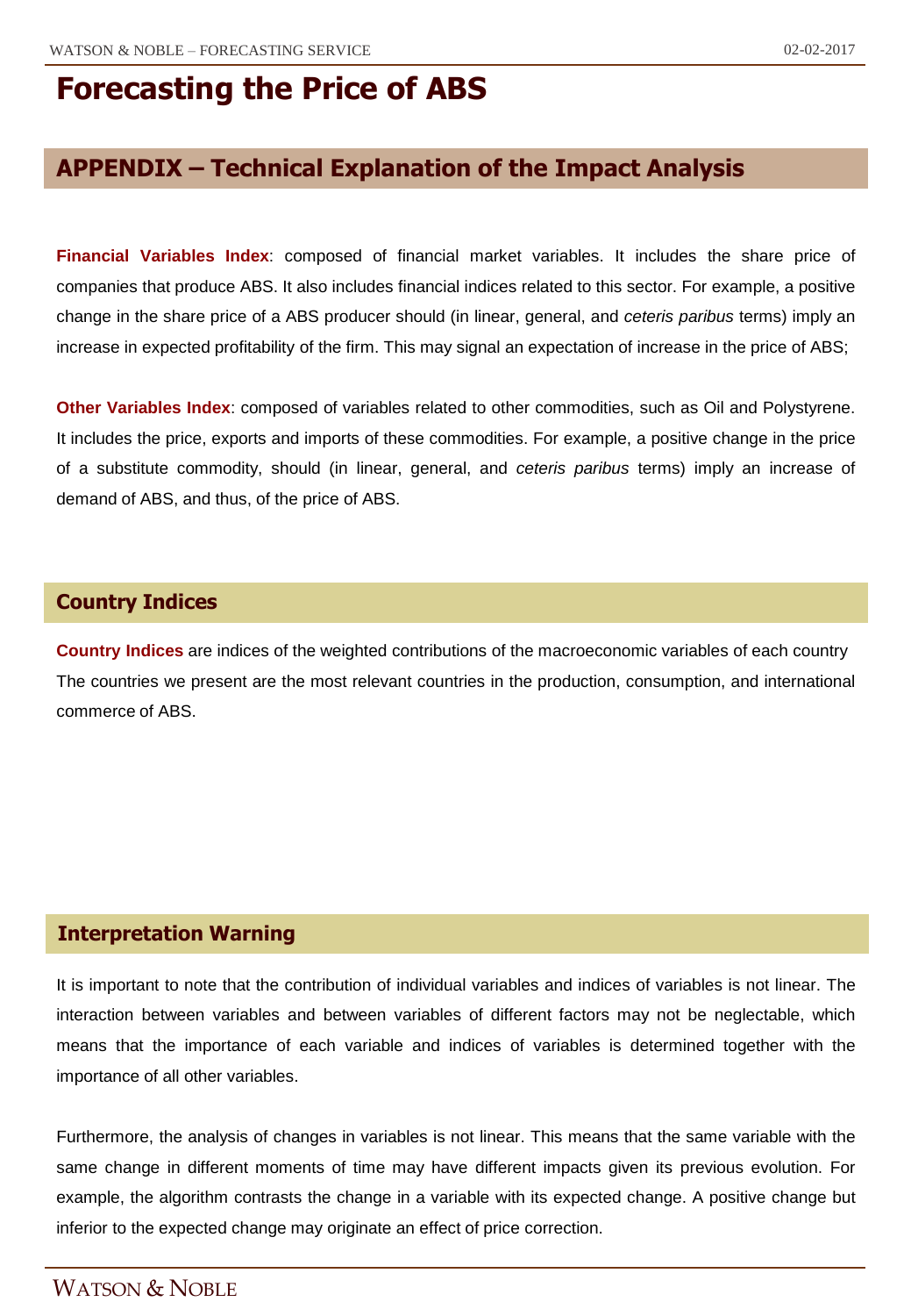# Forecasting the Price of ABS

## APPENDIX – Technical Explanation of the Impact Analysis

**Financial Variables Index**: composed of financial market variables. It includes the share price of companies that produce ABS. It also includes financial indices related to this sector. For example, a positive change in the share price of a ABS producer should (in linear, general, and *ceteris paribus* terms) imply an increase in expected profitability of the firm. This may signal an expectation of increase in the price of ABS;

**Other Variables Index**: composed of variables related to other commodities, such as Oil and Polystyrene. It includes the price, exports and imports of these commodities. For example, a positive change in the price of a substitute commodity, should (in linear, general, and *ceteris paribus* terms) imply an increase of demand of ABS, and thus, of the price of ABS.

## Country Indices

**Country Indices** are indices of the weighted contributions of the macroeconomic variables of each country The countries we present are the most relevant countries in the production, consumption, and international commerce of ABS.

## Interpretation Warning

It is important to note that the contribution of individual variables and indices of variables is not linear. The interaction between variables and between variables of different factors may not be neglectable, which means that the importance of each variable and indices of variables is determined together with the importance of all other variables.

Furthermore, the analysis of changes in variables is not linear. This means that the same variable with the same change in different moments of time may have different impacts given its previous evolution. For example, the algorithm contrasts the change in a variable with its expected change. A positive change but inferior to the expected change may originate an effect of price correction.